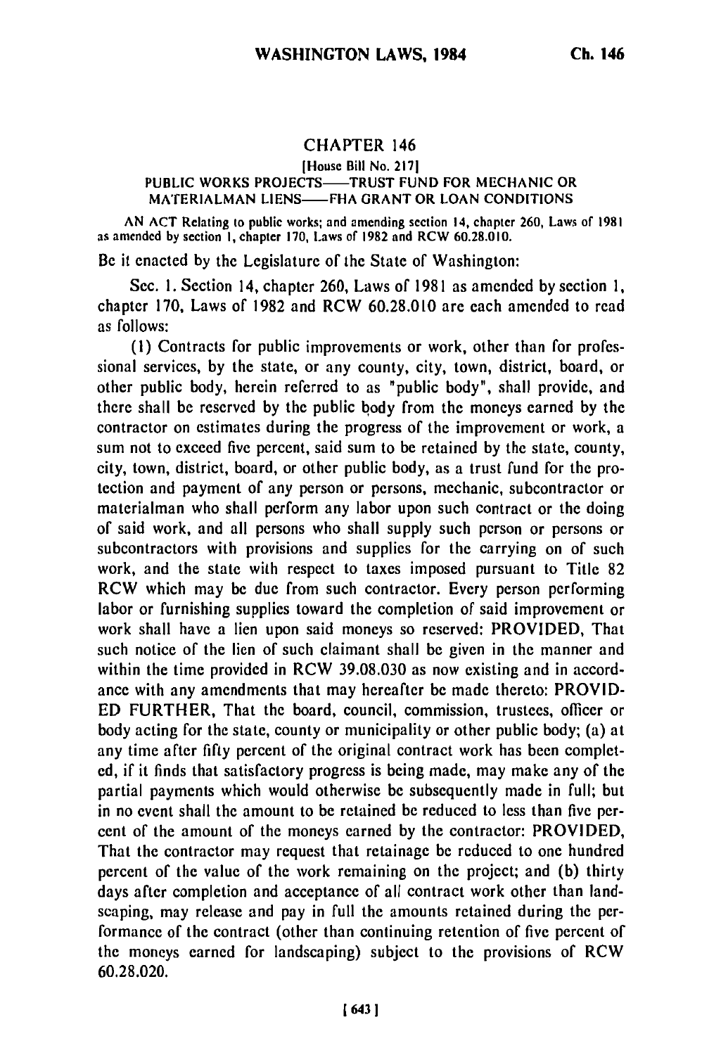## CHAPTER 146

[House Bill No. 217]

PUBLIC WORKS PROJECTS——TRUST FUND FOR MECHANIC OR MATERIALMAN LIENS——FHA GRANT OR LOAN CONDITIONS

AN ACT Relating to public works; and amending section 14, chapter 260, Laws of 1981 as amended by section 1, chapter 170, Laws of 1982 and RCW 60.28.010.

Be it enacted by the Legislature of the State of Washington:

Sec. 1. Section 14, chapter 260, Laws of 1981 as amended by section 1, chapter 170, Laws of 1982 and RCW 60.28.010 are each amended to read as follows:

(1) Contracts for public improvements or work, other than for professional services, by the state, or any county, city, town, district, board, or other public body, herein referred to as "public body", shall provide, and there shall be reserved by the public body from the moneys earned by the contractor on estimates during the progress of the improvement or work, a sum not to exceed five percent, said sum to be retained by the state, county, city, town, district, board, or other public body, as a trust fund for the protection and payment of any person or persons, mechanic, subcontractor or materialman who shall perform any labor upon such contract or the doing of said work, and all persons who shall supply such person or persons or subcontractors with provisions and supplies for the carrying on of such work, and the state with respect to taxes imposed pursuant to Title 82 RCW which may be due from such contractor. Every person performing labor or furnishing supplies toward the completion of said improvement or work shall have a lien upon said moneys so reserved: PROVIDED, That such notice of the lien of such claimant shall be given in the manner and within the time provided in RCW 39.08.030 as now existing and in accordance with any amendments that may hereafter be made thereto: PROVIDED FURTHER, That the board, council, commission, trustees, officer or body acting for the state, county or municipality or other public body; (a) at any time after fifty percent of the original contract work has been completed, if it finds that satisfactory progress is being made, may make any of the partial payments which would otherwise be subsequently made in full; but in no event shall the amount to be retained be reduced to less than five percent of the amount of the moneys earned by the contractor: PROVIDED, That the contractor may request that retainage be reduced to one hundred percent of the value of the work remaining on the project; and (b) thirty days after completion and acceptance of all contract work other than landscaping, may release and pay in full the amounts retained during the performance of the contract (other than continuing retention of five percent of the moneys earned for landscaping) subject to the provisions of RCW 60.28.020.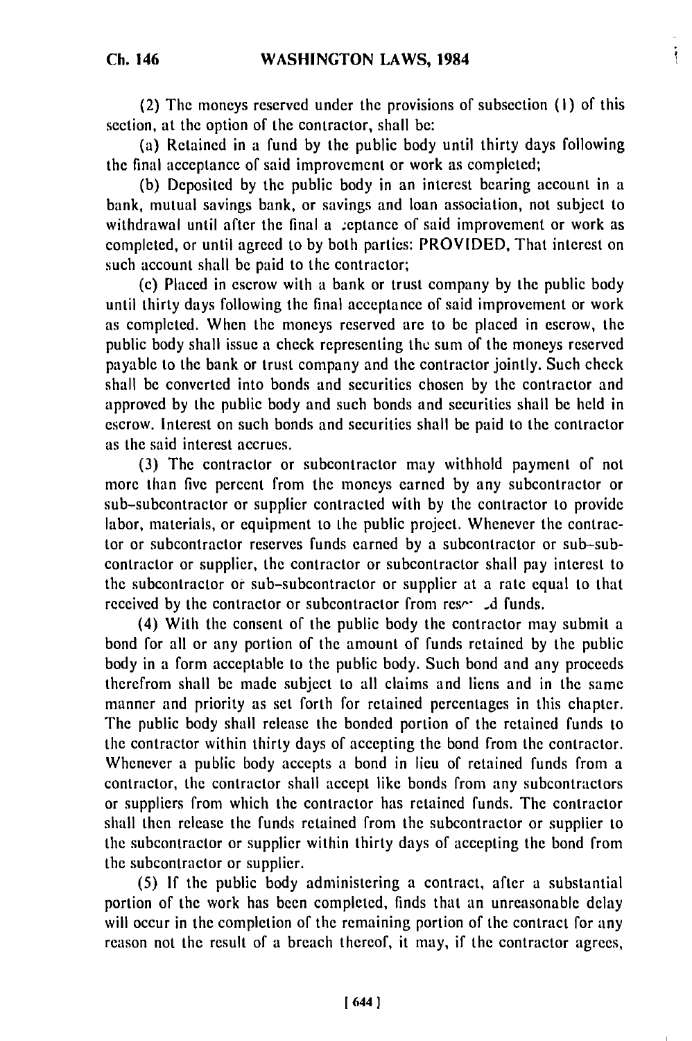(2) The moneys reserved under the provisions of subsection (1) of this section, at the option of the contractor, shall be:

(a) Retained in a fund by the public body until thirty days following the final acceptance of said improvement or work as completed;

(b) Deposited by the public body in an interest bearing account in a bank, mutual savings bank, or savings and loan association, not subject to withdrawal until after the final acceptance of said improvement or work as completed, or until agreed to by both parties: PROVIDED, That interest on such account shall be paid to the contractor;

(c) Placed in escrow with a bank or trust company by the public body until thirty days following the final acceptance of said improvement or work as completed. When the moneys reserved are to be placed in escrow, the public body shall issue a check representing the sum of the moneys reserved payable to the bank or trust company and the contractor jointly. Such check shall be converted into bonds and securities chosen by the contractor and approved by the public body and such bonds and securities shall be held in escrow. Interest on such bonds and securities shall be paid to the contractor as the said interest accrues.

(3) The contractor or subcontractor may withhold payment of not more than five percent from the moneys earned by any subcontractor or sub-subcontractor or supplier contracted with by the contractor to provide labor, materials, or equipment to the public project. Whenever the contractor or subcontractor reserves funds earned by a subcontractor or sub-subcontractor or supplier, the contractor or subcontractor shall pay interest to the subcontractor or sub-subcontractor or supplier at a rate equal to that received by the contractor or subcontractor from reserved funds.

(4) With the consent of the public body the contractor may submit a bond for all or any portion of the amount of funds retained by the public body in a form acceptable to the public body. Such bond and any proceeds therefrom shall be made subject to all claims and liens and in the same manner and priority as set forth for retained percentages in this chapter. The public body shall release the bonded portion of the retained funds to the contractor within thirty days of accepting the bond from the contractor. Whenever a public body accepts a bond in lieu of retained funds from a contractor, the contractor shall accept like bonds from any subcontractors or suppliers from which the contractor has retained funds. The contractor shall then release the funds retained from the subcontractor or supplier to the subcontractor or supplier within thirty days of accepting the bond from the subcontractor or supplier.

(5) If the public body administering a contract, after a substantial portion of the work has been completed, finds that an unreasonable delay will occur in the completion of the remaining portion of the contract for any reason not the result of a breach thereof, it may, if the contractor agrees,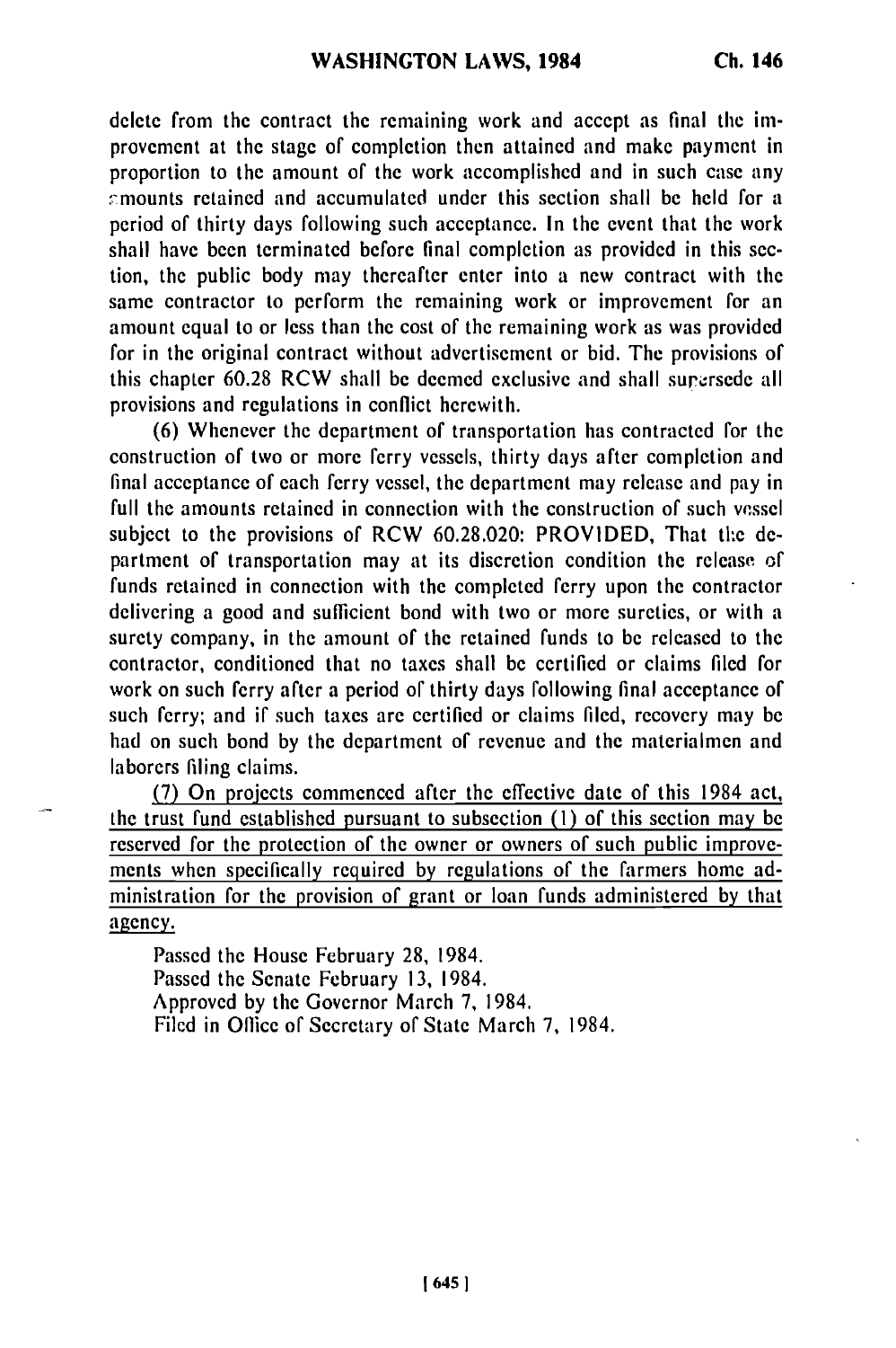delete from the contract the remaining work and accept as final the improvement at the stage of completion then attained and make payment in proportion to the amount of the work accomplished and in such case any amounts retained and accumulated under this section shall be held for a period of thirty days following such acceptance. In the event that the work shall have been terminated before final completion as provided in this section, the public body may thereafter enter into a new contract with the same contractor to perform the remaining work or improvement for an amount equal to or less than the cost of the remaining work as was provided for in the original contract without advertisement or bid. The provisions of this chapter 60.28 RCW shall be deemed exclusive and shall supersede all provisions and regulations in conflict herewith.

(6) Whenever the department of transportation has contracted for the construction of two or more ferry vessels, thirty days after completion and final acceptance of each ferry vessel, the department may release and pay in full the amounts retained in connection with the construction of such vessel subject to the provisions of RCW 60.28.020: PROVIDED, That the department of transportation may at its discretion condition the release of funds retained in connection with the completed ferry upon the contractor delivering a good and sufficient bond with two or more sureties, or with a surety company, in the amount of the retained funds to be released to the contractor, conditioned that no taxes shall be certified or claims filed for work on such ferry after a period of thirty days following final acceptance of such ferry; and if such taxes are certified or claims filed, recovery may be had on such bond by the department of revenue and the materialmen and laborers filing claims.

<u>(7) On projects commenced after the effective date of this 1984 act, the trust fund established pursuant to subsection (1) of this section may be reserved for the protection of the owner or owners of such public improvements when specifically required by regulations of the farmers home administration for the provision of grant or loan funds administered by that agency.</u>

Passed the House February 28, 1984.
Passed the Senate February 13, 1984.
Approved by the Governor March 7, 1984.
Filed in Office of Secretary of State March 7, 1984.